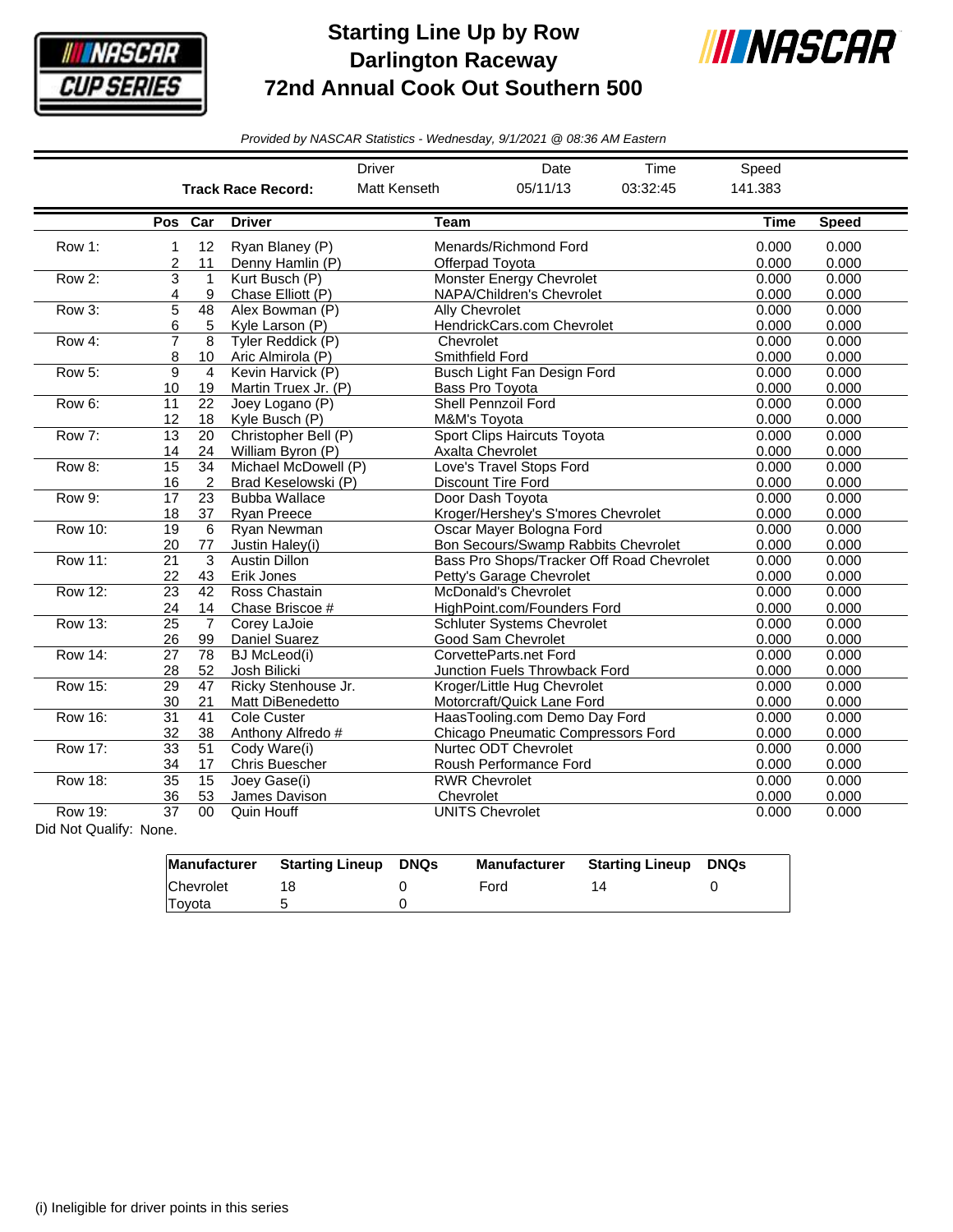# Starting Line Up by Row
## Darlington Raceway
## 72nd Annual Cook Out Southern 500

*Provided by NASCAR Statistics - Wednesday, 9/1/2021 @ 08:36 AM Eastern*

| | Driver | Date | Time | Speed |
|---|---|---|---|---|
| **Track Race Record:** | Matt Kenseth | 05/11/13 | 03:32:45 | 141.383 |

| | Pos | Car | Driver | Team | Time | Speed |
|---|---|---|---|---|---|---|
| Row 1: | 1 | 12 | Ryan Blaney (P) | Menards/Richmond Ford | 0.000 | 0.000 |
| | 2 | 11 | Denny Hamlin (P) | Offerpad Toyota | 0.000 | 0.000 |
| Row 2: | 3 | 1 | Kurt Busch (P) | Monster Energy Chevrolet | 0.000 | 0.000 |
| | 4 | 9 | Chase Elliott (P) | NAPA/Children's Chevrolet | 0.000 | 0.000 |
| Row 3: | 5 | 48 | Alex Bowman (P) | Ally Chevrolet | 0.000 | 0.000 |
| | 6 | 5 | Kyle Larson (P) | HendrickCars.com Chevrolet | 0.000 | 0.000 |
| Row 4: | 7 | 8 | Tyler Reddick (P) | Chevrolet | 0.000 | 0.000 |
| | 8 | 10 | Aric Almirola (P) | Smithfield Ford | 0.000 | 0.000 |
| Row 5: | 9 | 4 | Kevin Harvick (P) | Busch Light Fan Design Ford | 0.000 | 0.000 |
| | 10 | 19 | Martin Truex Jr. (P) | Bass Pro Toyota | 0.000 | 0.000 |
| Row 6: | 11 | 22 | Joey Logano (P) | Shell Pennzoil Ford | 0.000 | 0.000 |
| | 12 | 18 | Kyle Busch (P) | M&M's Toyota | 0.000 | 0.000 |
| Row 7: | 13 | 20 | Christopher Bell (P) | Sport Clips Haircuts Toyota | 0.000 | 0.000 |
| | 14 | 24 | William Byron (P) | Axalta Chevrolet | 0.000 | 0.000 |
| Row 8: | 15 | 34 | Michael McDowell (P) | Love's Travel Stops Ford | 0.000 | 0.000 |
| | 16 | 2 | Brad Keselowski (P) | Discount Tire Ford | 0.000 | 0.000 |
| Row 9: | 17 | 23 | Bubba Wallace | Door Dash Toyota | 0.000 | 0.000 |
| | 18 | 37 | Ryan Preece | Kroger/Hershey's S'mores Chevrolet | 0.000 | 0.000 |
| Row 10: | 19 | 6 | Ryan Newman | Oscar Mayer Bologna Ford | 0.000 | 0.000 |
| | 20 | 77 | Justin Haley(i) | Bon Secours/Swamp Rabbits Chevrolet | 0.000 | 0.000 |
| Row 11: | 21 | 3 | Austin Dillon | Bass Pro Shops/Tracker Off Road Chevrolet | 0.000 | 0.000 |
| | 22 | 43 | Erik Jones | Petty's Garage Chevrolet | 0.000 | 0.000 |
| Row 12: | 23 | 42 | Ross Chastain | McDonald's Chevrolet | 0.000 | 0.000 |
| | 24 | 14 | Chase Briscoe # | HighPoint.com/Founders Ford | 0.000 | 0.000 |
| Row 13: | 25 | 7 | Corey LaJoie | Schluter Systems Chevrolet | 0.000 | 0.000 |
| | 26 | 99 | Daniel Suarez | Good Sam Chevrolet | 0.000 | 0.000 |
| Row 14: | 27 | 78 | BJ McLeod(i) | CorvetteParts.net Ford | 0.000 | 0.000 |
| | 28 | 52 | Josh Bilicki | Junction Fuels Throwback Ford | 0.000 | 0.000 |
| Row 15: | 29 | 47 | Ricky Stenhouse Jr. | Kroger/Little Hug Chevrolet | 0.000 | 0.000 |
| | 30 | 21 | Matt DiBenedetto | Motorcraft/Quick Lane Ford | 0.000 | 0.000 |
| Row 16: | 31 | 41 | Cole Custer | HaasTooling.com Demo Day Ford | 0.000 | 0.000 |
| | 32 | 38 | Anthony Alfredo # | Chicago Pneumatic Compressors Ford | 0.000 | 0.000 |
| Row 17: | 33 | 51 | Cody Ware(i) | Nurtec ODT Chevrolet | 0.000 | 0.000 |
| | 34 | 17 | Chris Buescher | Roush Performance Ford | 0.000 | 0.000 |
| Row 18: | 35 | 15 | Joey Gase(i) | RWR Chevrolet | 0.000 | 0.000 |
| | 36 | 53 | James Davison | Chevrolet | 0.000 | 0.000 |
| Row 19: | 37 | 00 | Quin Houff | UNITS Chevrolet | 0.000 | 0.000 |

Did Not Qualify: None.

| Manufacturer | Starting Lineup | DNQs | Manufacturer | Starting Lineup | DNQs |
|---|---|---|---|---|---|
| Chevrolet | 18 | 0 | Ford | 14 | 0 |
| Toyota | 5 | 0 | | | |

(i) Ineligible for driver points in this series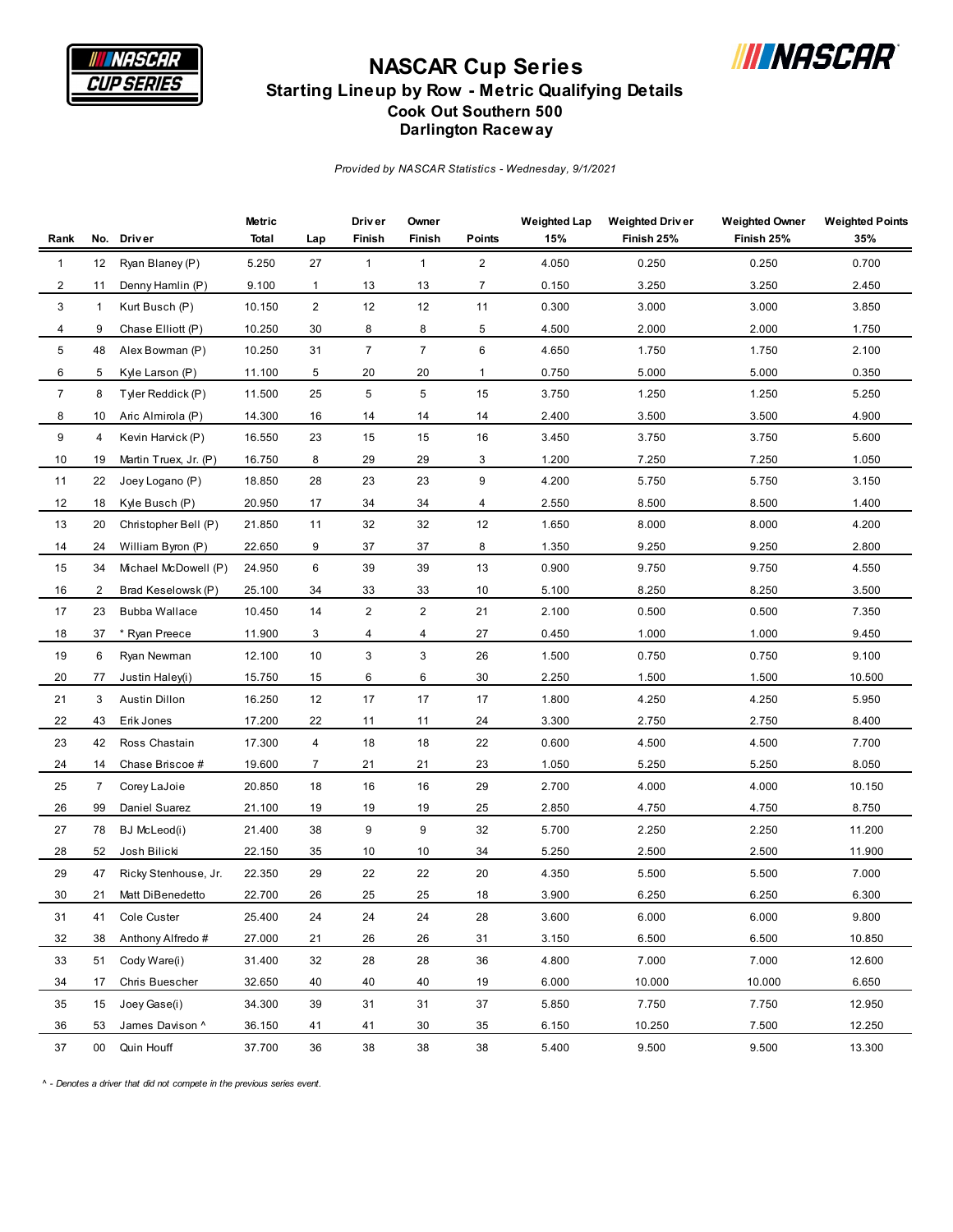# NASCAR Cup Series

## Starting Lineup by Row - Metric Qualifying Details

### Cook Out Southern 500

### Darlington Raceway

*Provided by NASCAR Statistics - Wednesday, 9/1/2021*

| Rank | No. | Driver | Metric Total | Lap | Driver Finish | Owner Finish | Points | Weighted Lap 15% | Weighted Driver Finish 25% | Weighted Owner Finish 25% | Weighted Points 35% |
|---|---|---|---|---|---|---|---|---|---|---|---|
| 1 | 12 | Ryan Blaney (P) | 5.250 | 27 | 1 | 1 | 2 | 4.050 | 0.250 | 0.250 | 0.700 |
| 2 | 11 | Denny Hamlin (P) | 9.100 | 1 | 13 | 13 | 7 | 0.150 | 3.250 | 3.250 | 2.450 |
| 3 | 1 | Kurt Busch (P) | 10.150 | 2 | 12 | 12 | 11 | 0.300 | 3.000 | 3.000 | 3.850 |
| 4 | 9 | Chase Elliott (P) | 10.250 | 30 | 8 | 8 | 5 | 4.500 | 2.000 | 2.000 | 1.750 |
| 5 | 48 | Alex Bowman (P) | 10.250 | 31 | 7 | 7 | 6 | 4.650 | 1.750 | 1.750 | 2.100 |
| 6 | 5 | Kyle Larson (P) | 11.100 | 5 | 20 | 20 | 1 | 0.750 | 5.000 | 5.000 | 0.350 |
| 7 | 8 | Tyler Reddick (P) | 11.500 | 25 | 5 | 5 | 15 | 3.750 | 1.250 | 1.250 | 5.250 |
| 8 | 10 | Aric Almirola (P) | 14.300 | 16 | 14 | 14 | 14 | 2.400 | 3.500 | 3.500 | 4.900 |
| 9 | 4 | Kevin Harvick (P) | 16.550 | 23 | 15 | 15 | 16 | 3.450 | 3.750 | 3.750 | 5.600 |
| 10 | 19 | Martin Truex, Jr. (P) | 16.750 | 8 | 29 | 29 | 3 | 1.200 | 7.250 | 7.250 | 1.050 |
| 11 | 22 | Joey Logano (P) | 18.850 | 28 | 23 | 23 | 9 | 4.200 | 5.750 | 5.750 | 3.150 |
| 12 | 18 | Kyle Busch (P) | 20.950 | 17 | 34 | 34 | 4 | 2.550 | 8.500 | 8.500 | 1.400 |
| 13 | 20 | Christopher Bell (P) | 21.850 | 11 | 32 | 32 | 12 | 1.650 | 8.000 | 8.000 | 4.200 |
| 14 | 24 | William Byron (P) | 22.650 | 9 | 37 | 37 | 8 | 1.350 | 9.250 | 9.250 | 2.800 |
| 15 | 34 | Michael McDowell (P) | 24.950 | 6 | 39 | 39 | 13 | 0.900 | 9.750 | 9.750 | 4.550 |
| 16 | 2 | Brad Keselowsk (P) | 25.100 | 34 | 33 | 33 | 10 | 5.100 | 8.250 | 8.250 | 3.500 |
| 17 | 23 | Bubba Wallace | 10.450 | 14 | 2 | 2 | 21 | 2.100 | 0.500 | 0.500 | 7.350 |
| 18 | 37 | * Ryan Preece | 11.900 | 3 | 4 | 4 | 27 | 0.450 | 1.000 | 1.000 | 9.450 |
| 19 | 6 | Ryan Newman | 12.100 | 10 | 3 | 3 | 26 | 1.500 | 0.750 | 0.750 | 9.100 |
| 20 | 77 | Justin Haley(i) | 15.750 | 15 | 6 | 6 | 30 | 2.250 | 1.500 | 1.500 | 10.500 |
| 21 | 3 | Austin Dillon | 16.250 | 12 | 17 | 17 | 17 | 1.800 | 4.250 | 4.250 | 5.950 |
| 22 | 43 | Erik Jones | 17.200 | 22 | 11 | 11 | 24 | 3.300 | 2.750 | 2.750 | 8.400 |
| 23 | 42 | Ross Chastain | 17.300 | 4 | 18 | 18 | 22 | 0.600 | 4.500 | 4.500 | 7.700 |
| 24 | 14 | Chase Briscoe # | 19.600 | 7 | 21 | 21 | 23 | 1.050 | 5.250 | 5.250 | 8.050 |
| 25 | 7 | Corey LaJoie | 20.850 | 18 | 16 | 16 | 29 | 2.700 | 4.000 | 4.000 | 10.150 |
| 26 | 99 | Daniel Suarez | 21.100 | 19 | 19 | 19 | 25 | 2.850 | 4.750 | 4.750 | 8.750 |
| 27 | 78 | BJ McLeod(i) | 21.400 | 38 | 9 | 9 | 32 | 5.700 | 2.250 | 2.250 | 11.200 |
| 28 | 52 | Josh Bilicki | 22.150 | 35 | 10 | 10 | 34 | 5.250 | 2.500 | 2.500 | 11.900 |
| 29 | 47 | Ricky Stenhouse, Jr. | 22.350 | 29 | 22 | 22 | 20 | 4.350 | 5.500 | 5.500 | 7.000 |
| 30 | 21 | Matt DiBenedetto | 22.700 | 26 | 25 | 25 | 18 | 3.900 | 6.250 | 6.250 | 6.300 |
| 31 | 41 | Cole Custer | 25.400 | 24 | 24 | 24 | 28 | 3.600 | 6.000 | 6.000 | 9.800 |
| 32 | 38 | Anthony Alfredo # | 27.000 | 21 | 26 | 26 | 31 | 3.150 | 6.500 | 6.500 | 10.850 |
| 33 | 51 | Cody Ware(i) | 31.400 | 32 | 28 | 28 | 36 | 4.800 | 7.000 | 7.000 | 12.600 |
| 34 | 17 | Chris Buescher | 32.650 | 40 | 40 | 40 | 19 | 6.000 | 10.000 | 10.000 | 6.650 |
| 35 | 15 | Joey Gase(i) | 34.300 | 39 | 31 | 31 | 37 | 5.850 | 7.750 | 7.750 | 12.950 |
| 36 | 53 | James Davison ^ | 36.150 | 41 | 41 | 30 | 35 | 6.150 | 10.250 | 7.500 | 12.250 |
| 37 | 00 | Quin Houff | 37.700 | 36 | 38 | 38 | 38 | 5.400 | 9.500 | 9.500 | 13.300 |

*^ - Denotes a driver that did not compete in the previous series event.*